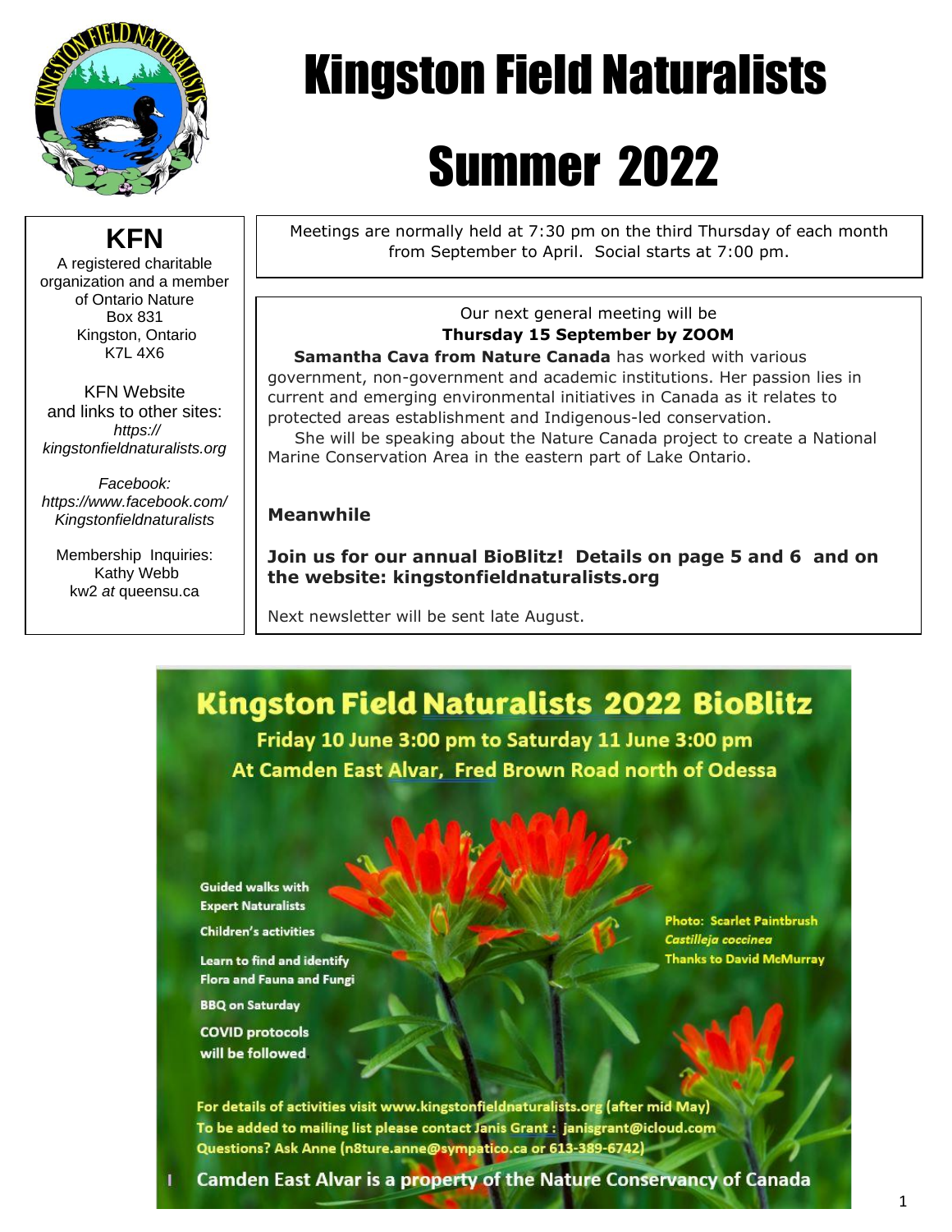# Kingston Field Naturalists

# Summer 2022

## KFN

A registered charitable organization and a member of Ontario Nature
Box 831
Kingston, Ontario
K7L 4X6

KFN Website and links to other sites:
*https:// kingstonfieldnaturalists.org*

*Facebook: https://www.facebook.com/ Kingstonfieldnaturalists*

Membership Inquiries:
Kathy Webb
kw2 *at* queensu.ca

---

Meetings are normally held at 7:30 pm on the third Thursday of each month from September to April. Social starts at 7:00 pm.

---

Our next general meeting will be
**Thursday 15 September by ZOOM**

**Samantha Cava from Nature Canada** has worked with various government, non-government and academic institutions. Her passion lies in current and emerging environmental initiatives in Canada as it relates to protected areas establishment and Indigenous-led conservation.

She will be speaking about the Nature Canada project to create a National Marine Conservation Area in the eastern part of Lake Ontario.

**Meanwhile**

**Join us for our annual BioBlitz! Details on page 5 and 6 and on the website: kingstonfieldnaturalists.org**

Next newsletter will be sent late August.

---

## Kingston Field Naturalists 2022 BioBlitz

**Friday 10 June 3:00 pm to Saturday 11 June 3:00 pm**
**At Camden East Alvar, Fred Brown Road north of Odessa**

- Guided walks with Expert Naturalists
- Children's activities
- Learn to find and identify Flora and Fauna and Fungi
- BBQ on Saturday
- COVID protocols will be followed

Photo: Scarlet Paintbrush *Castilleja coccinea* Thanks to David McMurray

For details of activities visit www.kingstonfieldnaturalists.org (after mid May)
To be added to mailing list please contact Janis Grant : janisgrant@icloud.com
Questions? Ask Anne (n8ture.anne@sympatico.ca or 613-389-6742)

Camden East Alvar is a property of the Nature Conservancy of Canada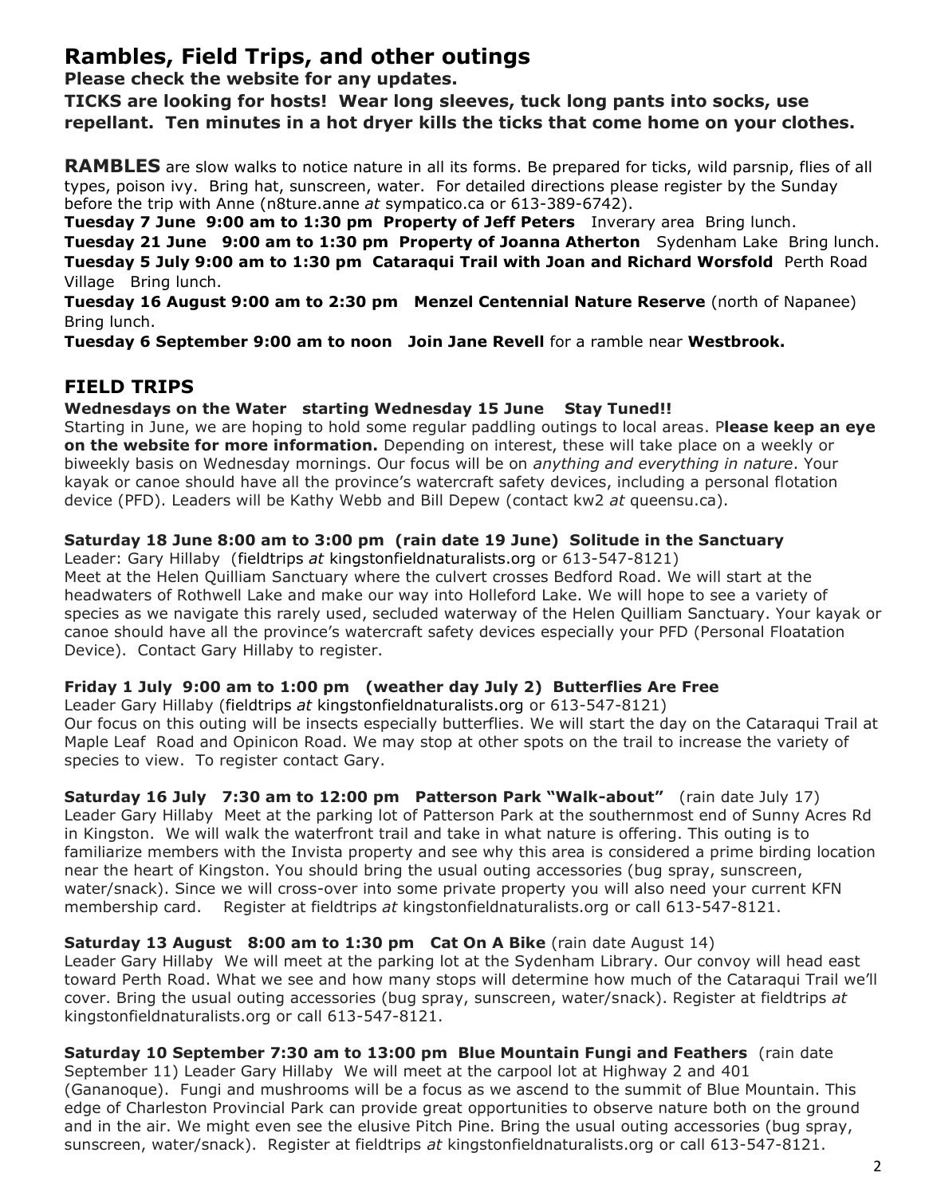# Rambles, Field Trips, and other outings

**Please check the website for any updates.**

**TICKS are looking for hosts! Wear long sleeves, tuck long pants into socks, use repellant. Ten minutes in a hot dryer kills the ticks that come home on your clothes.**

**RAMBLES** are slow walks to notice nature in all its forms. Be prepared for ticks, wild parsnip, flies of all types, poison ivy. Bring hat, sunscreen, water. For detailed directions please register by the Sunday before the trip with Anne (n8ture.anne *at* sympatico.ca or 613-389-6742).

**Tuesday 7 June 9:00 am to 1:30 pm Property of Jeff Peters** Inverary area Bring lunch.

**Tuesday 21 June 9:00 am to 1:30 pm Property of Joanna Atherton** Sydenham Lake Bring lunch.

**Tuesday 5 July 9:00 am to 1:30 pm Cataraqui Trail with Joan and Richard Worsfold** Perth Road Village Bring lunch.

**Tuesday 16 August 9:00 am to 2:30 pm Menzel Centennial Nature Reserve** (north of Napanee) Bring lunch.

**Tuesday 6 September 9:00 am to noon Join Jane Revell** for a ramble near **Westbrook.**

## FIELD TRIPS

**Wednesdays on the Water starting Wednesday 15 June Stay Tuned!!**

Starting in June, we are hoping to hold some regular paddling outings to local areas. P**lease keep an eye on the website for more information.** Depending on interest, these will take place on a weekly or biweekly basis on Wednesday mornings. Our focus will be on *anything and everything in nature*. Your kayak or canoe should have all the province's watercraft safety devices, including a personal flotation device (PFD). Leaders will be Kathy Webb and Bill Depew (contact kw2 *at* queensu.ca).

**Saturday 18 June 8:00 am to 3:00 pm (rain date 19 June) Solitude in the Sanctuary**

Leader: Gary Hillaby (fieldtrips *at* kingstonfieldnaturalists.org or 613-547-8121)

Meet at the Helen Quilliam Sanctuary where the culvert crosses Bedford Road. We will start at the headwaters of Rothwell Lake and make our way into Holleford Lake. We will hope to see a variety of species as we navigate this rarely used, secluded waterway of the Helen Quilliam Sanctuary. Your kayak or canoe should have all the province's watercraft safety devices especially your PFD (Personal Floatation Device). Contact Gary Hillaby to register.

**Friday 1 July 9:00 am to 1:00 pm (weather day July 2) Butterflies Are Free**

Leader Gary Hillaby (fieldtrips *at* kingstonfieldnaturalists.org or 613-547-8121)

Our focus on this outing will be insects especially butterflies. We will start the day on the Cataraqui Trail at Maple Leaf Road and Opinicon Road. We may stop at other spots on the trail to increase the variety of species to view. To register contact Gary.

**Saturday 16 July 7:30 am to 12:00 pm Patterson Park "Walk-about"** (rain date July 17) Leader Gary Hillaby Meet at the parking lot of Patterson Park at the southernmost end of Sunny Acres Rd in Kingston. We will walk the waterfront trail and take in what nature is offering. This outing is to familiarize members with the Invista property and see why this area is considered a prime birding location near the heart of Kingston. You should bring the usual outing accessories (bug spray, sunscreen, water/snack). Since we will cross-over into some private property you will also need your current KFN membership card. Register at fieldtrips *at* kingstonfieldnaturalists.org or call 613-547-8121.

**Saturday 13 August 8:00 am to 1:30 pm Cat On A Bike** (rain date August 14)

Leader Gary Hillaby We will meet at the parking lot at the Sydenham Library. Our convoy will head east toward Perth Road. What we see and how many stops will determine how much of the Cataraqui Trail we'll cover. Bring the usual outing accessories (bug spray, sunscreen, water/snack). Register at fieldtrips *at* kingstonfieldnaturalists.org or call 613-547-8121.

**Saturday 10 September 7:30 am to 13:00 pm Blue Mountain Fungi and Feathers** (rain date September 11) Leader Gary Hillaby We will meet at the carpool lot at Highway 2 and 401 (Gananoque). Fungi and mushrooms will be a focus as we ascend to the summit of Blue Mountain. This edge of Charleston Provincial Park can provide great opportunities to observe nature both on the ground and in the air. We might even see the elusive Pitch Pine. Bring the usual outing accessories (bug spray, sunscreen, water/snack). Register at fieldtrips *at* kingstonfieldnaturalists.org or call 613-547-8121.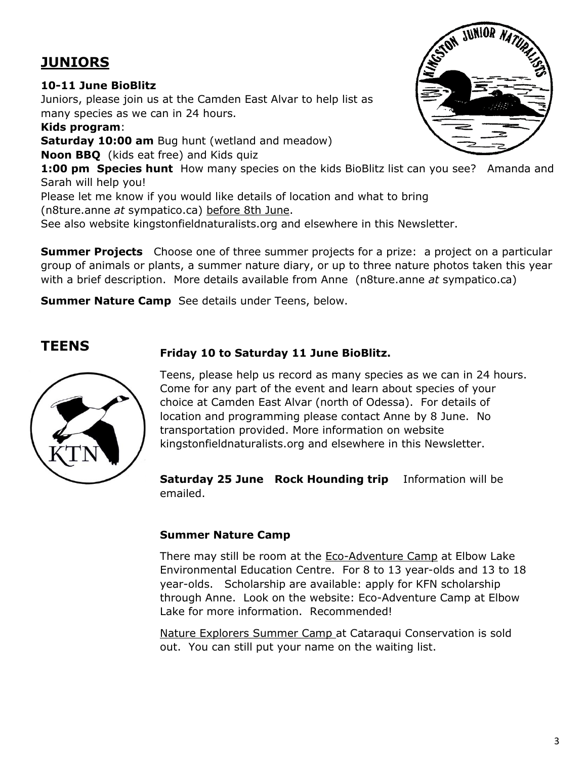## JUNIORS

**10-11 June BioBlitz**
Juniors, please join us at the Camden East Alvar to help list as many species as we can in 24 hours.

**Kids program**:
**Saturday 10:00 am** Bug hunt (wetland and meadow)
**Noon BBQ** (kids eat free) and Kids quiz
**1:00 pm Species hunt** How many species on the kids BioBlitz list can you see? Amanda and Sarah will help you!

Please let me know if you would like details of location and what to bring (n8ture.anne *at* sympatico.ca) before 8th June.

See also website kingstonfieldnaturalists.org and elsewhere in this Newsletter.

**Summer Projects** Choose one of three summer projects for a prize: a project on a particular group of animals or plants, a summer nature diary, or up to three nature photos taken this year with a brief description. More details available from Anne (n8ture.anne *at* sympatico.ca)

**Summer Nature Camp** See details under Teens, below.

## TEENS

**Friday 10 to Saturday 11 June BioBlitz.**

Teens, please help us record as many species as we can in 24 hours. Come for any part of the event and learn about species of your choice at Camden East Alvar (north of Odessa). For details of location and programming please contact Anne by 8 June. No transportation provided. More information on website kingstonfieldnaturalists.org and elsewhere in this Newsletter.

**Saturday 25 June Rock Hounding trip** Information will be emailed.

**Summer Nature Camp**

There may still be room at the Eco-Adventure Camp at Elbow Lake Environmental Education Centre. For 8 to 13 year-olds and 13 to 18 year-olds. Scholarship are available: apply for KFN scholarship through Anne. Look on the website: Eco-Adventure Camp at Elbow Lake for more information. Recommended!

Nature Explorers Summer Camp at Cataraqui Conservation is sold out. You can still put your name on the waiting list.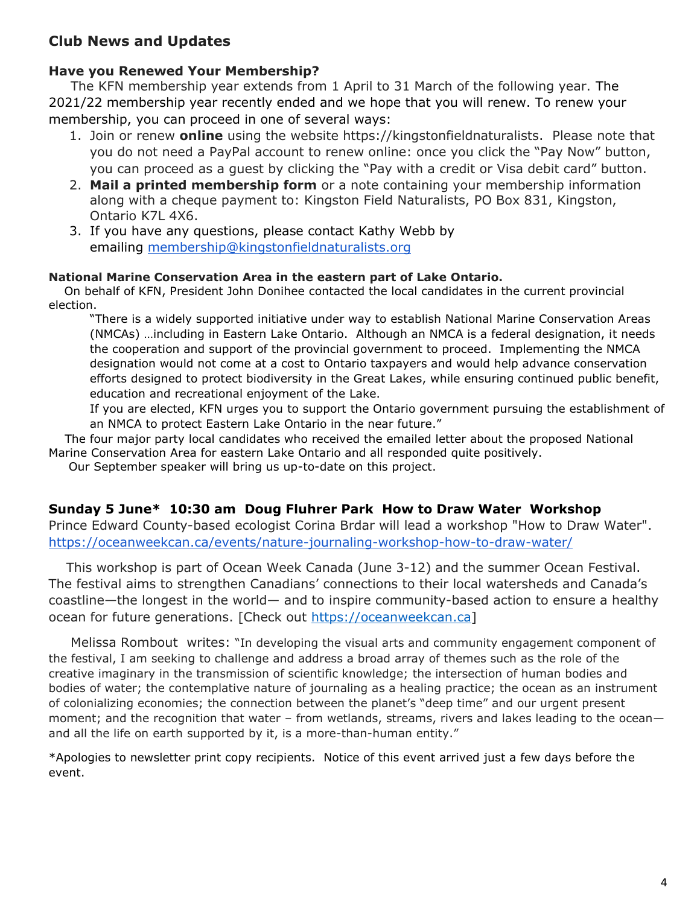## Club News and Updates

### Have you Renewed Your Membership?

The KFN membership year extends from 1 April to 31 March of the following year. The 2021/22 membership year recently ended and we hope that you will renew. To renew your membership, you can proceed in one of several ways:

1. Join or renew **online** using the website https://kingstonfieldnaturalists. Please note that you do not need a PayPal account to renew online: once you click the "Pay Now" button, you can proceed as a guest by clicking the "Pay with a credit or Visa debit card" button.
2. **Mail a printed membership form** or a note containing your membership information along with a cheque payment to: Kingston Field Naturalists, PO Box 831, Kingston, Ontario K7L 4X6.
3. If you have any questions, please contact Kathy Webb by emailing [membership@kingstonfieldnaturalists.org](mailto:membership@kingstonfieldnaturalists.org)

**National Marine Conservation Area in the eastern part of Lake Ontario.**

On behalf of KFN, President John Donihee contacted the local candidates in the current provincial election.

> "There is a widely supported initiative under way to establish National Marine Conservation Areas (NMCAs) …including in Eastern Lake Ontario. Although an NMCA is a federal designation, it needs the cooperation and support of the provincial government to proceed. Implementing the NMCA designation would not come at a cost to Ontario taxpayers and would help advance conservation efforts designed to protect biodiversity in the Great Lakes, while ensuring continued public benefit, education and recreational enjoyment of the Lake.
>
> If you are elected, KFN urges you to support the Ontario government pursuing the establishment of an NMCA to protect Eastern Lake Ontario in the near future."

The four major party local candidates who received the emailed letter about the proposed National Marine Conservation Area for eastern Lake Ontario and all responded quite positively.

Our September speaker will bring us up-to-date on this project.

### Sunday 5 June* 10:30 am Doug Fluhrer Park How to Draw Water Workshop

Prince Edward County-based ecologist Corina Brdar will lead a workshop "How to Draw Water". [https://oceanweekcan.ca/events/nature-journaling-workshop-how-to-draw-water/](https://oceanweekcan.ca/events/nature-journaling-workshop-how-to-draw-water/)

This workshop is part of Ocean Week Canada (June 3-12) and the summer Ocean Festival. The festival aims to strengthen Canadians' connections to their local watersheds and Canada's coastline—the longest in the world— and to inspire community-based action to ensure a healthy ocean for future generations. [Check out [https://oceanweekcan.ca](https://oceanweekcan.ca)]

Melissa Rombout writes: "In developing the visual arts and community engagement component of the festival, I am seeking to challenge and address a broad array of themes such as the role of the creative imaginary in the transmission of scientific knowledge; the intersection of human bodies and bodies of water; the contemplative nature of journaling as a healing practice; the ocean as an instrument of colonializing economies; the connection between the planet's "deep time" and our urgent present moment; and the recognition that water – from wetlands, streams, rivers and lakes leading to the ocean—and all the life on earth supported by it, is a more-than-human entity."

*Apologies to newsletter print copy recipients. Notice of this event arrived just a few days before the event.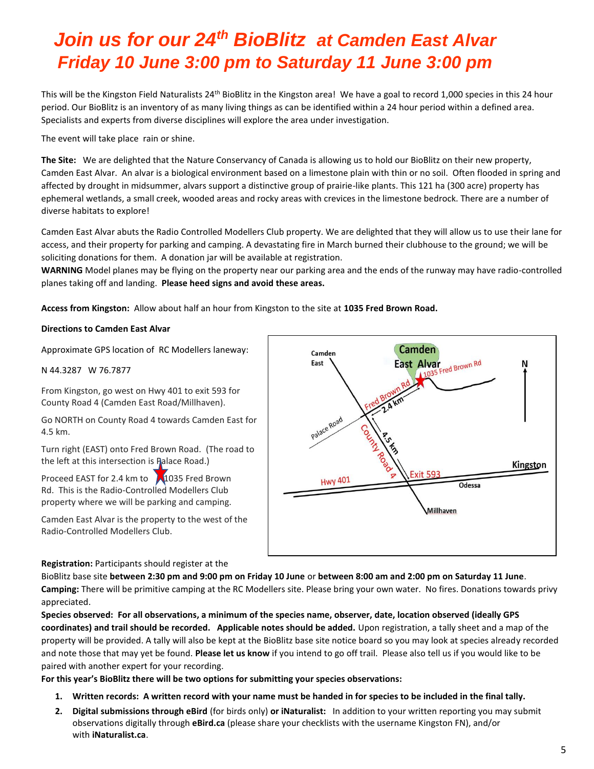# *Join us for our 24th BioBlitz at Camden East Alvar*
## *Friday 10 June 3:00 pm to Saturday 11 June 3:00 pm*

This will be the Kingston Field Naturalists 24th BioBlitz in the Kingston area! We have a goal to record 1,000 species in this 24 hour period. Our BioBlitz is an inventory of as many living things as can be identified within a 24 hour period within a defined area. Specialists and experts from diverse disciplines will explore the area under investigation.

The event will take place rain or shine.

**The Site:** We are delighted that the Nature Conservancy of Canada is allowing us to hold our BioBlitz on their new property, Camden East Alvar. An alvar is a biological environment based on a limestone plain with thin or no soil. Often flooded in spring and affected by drought in midsummer, alvars support a distinctive group of prairie-like plants. This 121 ha (300 acre) property has ephemeral wetlands, a small creek, wooded areas and rocky areas with crevices in the limestone bedrock. There are a number of diverse habitats to explore!

Camden East Alvar abuts the Radio Controlled Modellers Club property. We are delighted that they will allow us to use their lane for access, and their property for parking and camping. A devastating fire in March burned their clubhouse to the ground; we will be soliciting donations for them. A donation jar will be available at registration.

**WARNING** Model planes may be flying on the property near our parking area and the ends of the runway may have radio-controlled planes taking off and landing. **Please heed signs and avoid these areas.**

**Access from Kingston:** Allow about half an hour from Kingston to the site at **1035 Fred Brown Road.**

**Directions to Camden East Alvar**

Approximate GPS location of RC Modellers laneway:

N 44.3287 W 76.7877

From Kingston, go west on Hwy 401 to exit 593 for County Road 4 (Camden East Road/Millhaven).

Go NORTH on County Road 4 towards Camden East for 4.5 km.

Turn right (EAST) onto Fred Brown Road. (The road to the left at this intersection is Palace Road.)

Proceed EAST for 2.4 km to 1035 Fred Brown Rd. This is the Radio-Controlled Modellers Club property where we will be parking and camping.

Camden East Alvar is the property to the west of the Radio-Controlled Modellers Club.

**Registration:** Participants should register at the BioBlitz base site **between 2:30 pm and 9:00 pm on Friday 10 June** or **between 8:00 am and 2:00 pm on Saturday 11 June**.

**Camping:** There will be primitive camping at the RC Modellers site. Please bring your own water. No fires. Donations towards privy appreciated.

**Species observed: For all observations, a minimum of the species name, observer, date, location observed (ideally GPS coordinates) and trail should be recorded. Applicable notes should be added.** Upon registration, a tally sheet and a map of the property will be provided. A tally will also be kept at the BioBlitz base site notice board so you may look at species already recorded and note those that may yet be found. **Please let us know** if you intend to go off trail. Please also tell us if you would like to be paired with another expert for your recording.

**For this year's BioBlitz there will be two options for submitting your species observations:**

1. **Written records: A written record with your name must be handed in for species to be included in the final tally.**
2. **Digital submissions through eBird** (for birds only) **or iNaturalist:** In addition to your written reporting you may submit observations digitally through **eBird.ca** (please share your checklists with the username Kingston FN), and/or with **iNaturalist.ca**.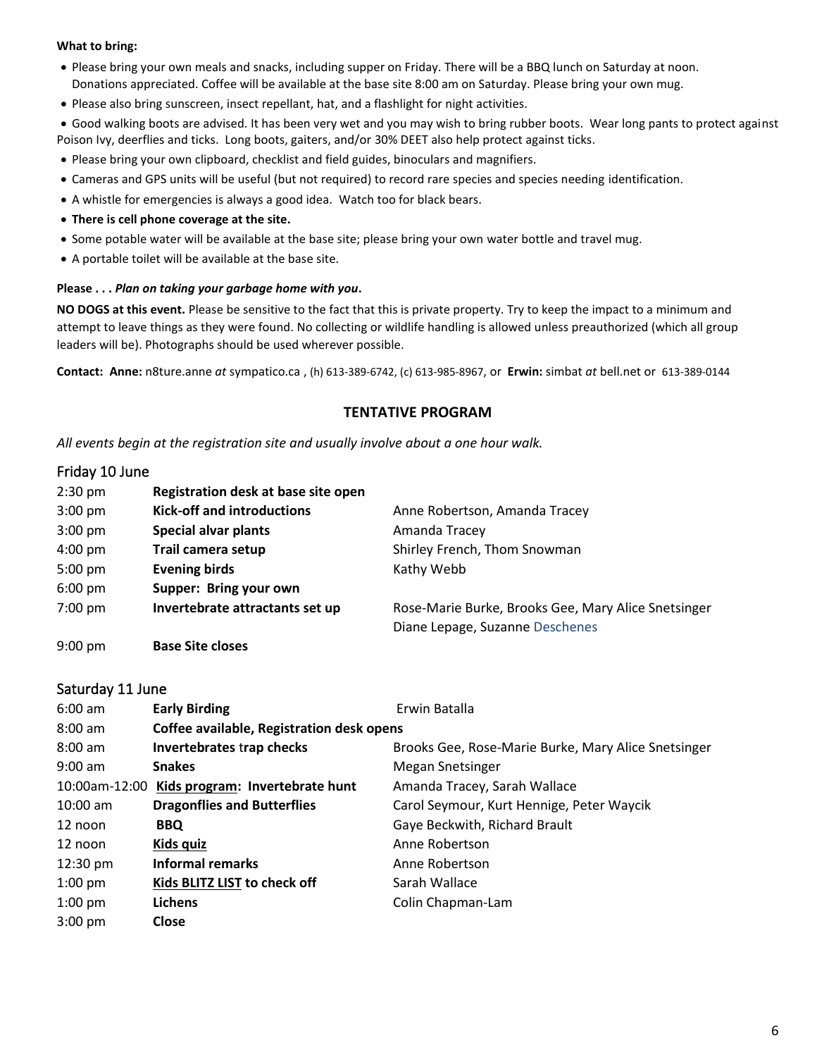**What to bring:**

- Please bring your own meals and snacks, including supper on Friday. There will be a BBQ lunch on Saturday at noon. Donations appreciated. Coffee will be available at the base site 8:00 am on Saturday. Please bring your own mug.
- Please also bring sunscreen, insect repellant, hat, and a flashlight for night activities.
- Good walking boots are advised. It has been very wet and you may wish to bring rubber boots. Wear long pants to protect against Poison Ivy, deerflies and ticks. Long boots, gaiters, and/or 30% DEET also help protect against ticks.
- Please bring your own clipboard, checklist and field guides, binoculars and magnifiers.
- Cameras and GPS units will be useful (but not required) to record rare species and species needing identification.
- A whistle for emergencies is always a good idea. Watch too for black bears.
- **There is cell phone coverage at the site.**
- Some potable water will be available at the base site; please bring your own water bottle and travel mug.
- A portable toilet will be available at the base site.

**Please . . .** ***Plan on taking your garbage home with you*****.**

**NO DOGS at this event.** Please be sensitive to the fact that this is private property. Try to keep the impact to a minimum and attempt to leave things as they were found. No collecting or wildlife handling is allowed unless preauthorized (which all group leaders will be). Photographs should be used wherever possible.

**Contact: Anne:** n8ture.anne *at* sympatico.ca , (h) 613-389-6742, (c) 613-985-8967, or **Erwin:** simbat *at* bell.net or 613-389-0144

## TENTATIVE PROGRAM

*All events begin at the registration site and usually involve about a one hour walk.*

### Friday 10 June

| | | |
|---|---|---|
| 2:30 pm | **Registration desk at base site open** | |
| 3:00 pm | **Kick-off and introductions** | Anne Robertson, Amanda Tracey |
| 3:00 pm | **Special alvar plants** | Amanda Tracey |
| 4:00 pm | **Trail camera setup** | Shirley French, Thom Snowman |
| 5:00 pm | **Evening birds** | Kathy Webb |
| 6:00 pm | **Supper: Bring your own** | |
| 7:00 pm | **Invertebrate attractants set up** | Rose-Marie Burke, Brooks Gee, Mary Alice Snetsinger Diane Lepage, Suzanne Deschenes |
| 9:00 pm | **Base Site closes** | |

### Saturday 11 June

| | | |
|---|---|---|
| 6:00 am | **Early Birding** | Erwin Batalla |
| 8:00 am | **Coffee available, Registration desk opens** | |
| 8:00 am | **Invertebrates trap checks** | Brooks Gee, Rose-Marie Burke, Mary Alice Snetsinger |
| 9:00 am | **Snakes** | Megan Snetsinger |
| 10:00am-12:00 | **Kids program: Invertebrate hunt** | Amanda Tracey, Sarah Wallace |
| 10:00 am | **Dragonflies and Butterflies** | Carol Seymour, Kurt Hennige, Peter Waycik |
| 12 noon | **BBQ** | Gaye Beckwith, Richard Brault |
| 12 noon | **Kids quiz** | Anne Robertson |
| 12:30 pm | **Informal remarks** | Anne Robertson |
| 1:00 pm | **Kids BLITZ LIST to check off** | Sarah Wallace |
| 1:00 pm | **Lichens** | Colin Chapman-Lam |
| 3:00 pm | **Close** | |